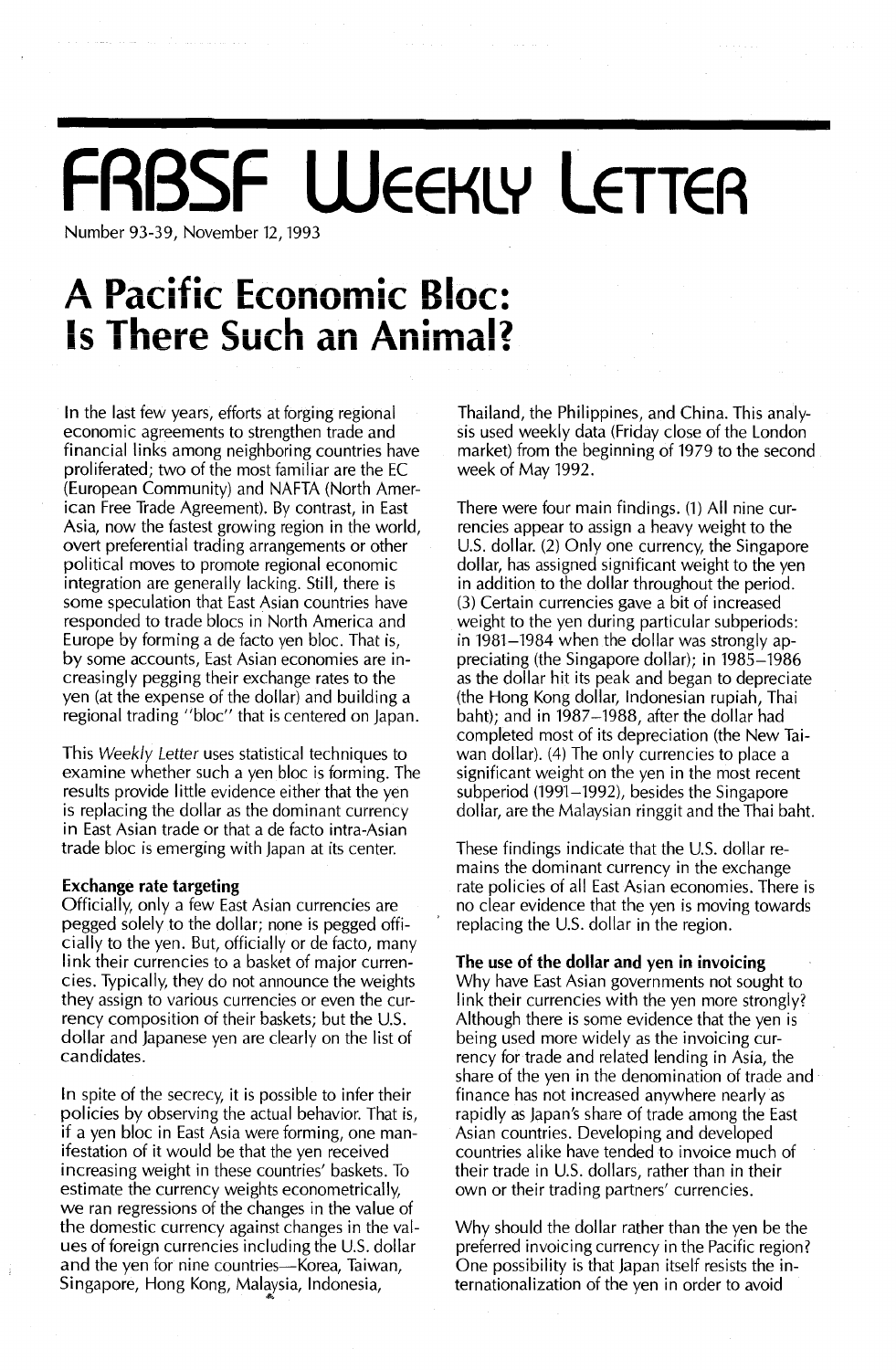# FRBSF Weekly Letter

Number 93-39, November 12, 1993

# A Pacific Economic Bloc: Is There Such an Animal?

In the last few years, efforts at forging regional economic agreements to strengthen trade and financial links among neighboring countries have proliferated; two of the most familiar are the EC (European Community) and NAFTA (North American Free Trade Agreement). By contrast, in East Asia, now the fastest growing region in the world, overt preferential trading arrangements or other political moves to promote regional economic integration are generally lacking. Still, there is some speculation that East Asian countries have responded to trade blocs in North America and Europe by forming a de facto yen bloc. That is, by some accounts, East Asian economies are increasingly pegging their exchange rates to the yen (at the expense of the dollar) and building a regional trading "bloc" that is centered on Japan.

This *Weekly Letter* uses statistical techniques to examine whether such a yen bloc is forming. The results provide little evidence either that the yen is replacing the dollar as the dominant currency in East Asian trade or that a de facto intra-Asian trade bloc is emerging with Japan at its center.

### Exchange rate targeting

Officially, only a few East Asian currencies are pegged solely to the dollar; none is pegged officially to the yen. But, officially or de facto, many link their currencies to a basket of major currencies. Typically, they do not announce the weights they assign to various currencies or even the currency composition of their baskets; but the U.S. dollar and Japanese yen are clearly on the list of candidates.

In spite of the secrecy, it is possible to infer their policies by observing the actual behavior. That is, if a yen bloc in East Asia were forming, one manifestation of it would be that the yen received increasing weight in these countries' baskets. To estimate the currency weights econometrically, we ran regressions of the changes in the value of the domestic currency against changes in the values of foreign currencies including the U.S. dollar and the yen for nine countries—Korea, Taiwan, Singapore, Hong Kong, Malaysia, Indonesia, Thailand, the Philippines, and China. This analysis used weekly data (Friday close of the London market) from the beginning of 1979 to the second week of May 1992.

There were four main findings. (1) All nine currencies appear to assign a heavy weight to the U.S. dollar. (2) Only one currency, the Singapore dollar, has assigned significant weight to the yen in addition to the dollar throughout the period. (3) Certain currencies gave a bit of increased weight to the yen during particular subperiods: in 1981–1984 when the dollar was strongly appreciating (the Singapore dollar); in 1985–1986 as the dollar hit its peak and began to depreciate (the Hong Kong dollar, Indonesian rupiah, Thai baht); and in 1987–1988, after the dollar had completed most of its depreciation (the New Taiwan dollar). (4) The only currencies to place a significant weight on the yen in the most recent subperiod (1991–1992), besides the Singapore dollar, are the Malaysian ringgit and the Thai baht.

These findings indicate that the U.S. dollar remains the dominant currency in the exchange rate policies of all East Asian economies. There is no clear evidence that the yen is moving towards replacing the U.S. dollar in the region.

### The use of the dollar and yen in invoicing

Why have East Asian governments not sought to link their currencies with the yen more strongly? Although there is some evidence that the yen is being used more widely as the invoicing currency for trade and related lending in Asia, the share of the yen in the denomination of trade and finance has not increased anywhere nearly as rapidly as Japan's share of trade among the East Asian countries. Developing and developed countries alike have tended to invoice much of their trade in U.S. dollars, rather than in their own or their trading partners' currencies.

Why should the dollar rather than the yen be the preferred invoicing currency in the Pacific region? One possibility is that Japan itself resists the internationalization of the yen in order to avoid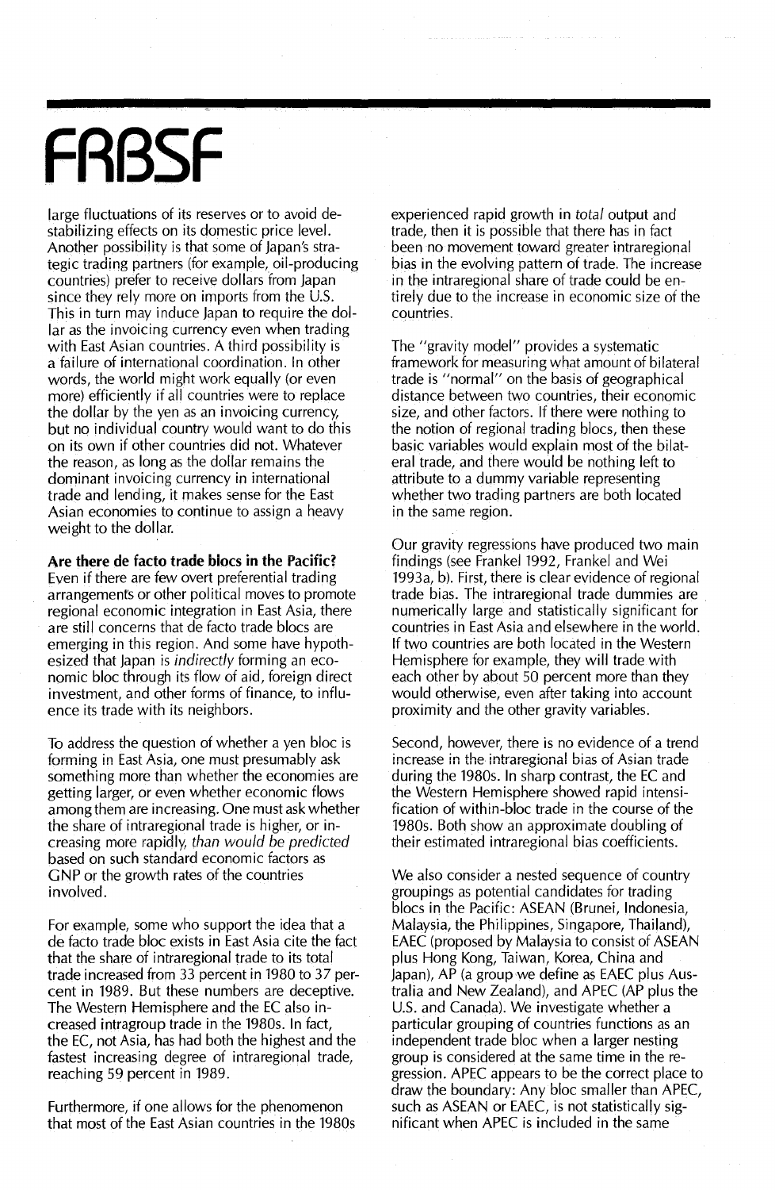large fluctuations of its reserves or to avoid destabilizing effects on its domestic price level. Another possibility is that some of Japan's strategic trading partners (for example, oil-producing countries) prefer to receive dollars from Japan since they rely more on imports from the U.S. This in turn may induce Japan to require the dollar as the invoicing currency even when trading with East Asian countries. A third possibility is a failure of international coordination. In other words, the world might work equally (or even more) efficiently if all countries were to replace the dollar by the yen as an invoicing currency, but no individual country would want to do this on its own if other countries did not. Whatever the reason, as long as the dollar remains the dominant invoicing currency in international trade and lending, it makes sense for the East Asian economies to continue to assign a heavy weight to the dollar.

**Are there de facto trade blocs in the Pacific?**
Even if there are few overt preferential trading arrangements or other political moves to promote regional economic integration in East Asia, there are still concerns that de facto trade blocs are emerging in this region. And some have hypothesized that Japan is *indirectly* forming an economic bloc through its flow of aid, foreign direct investment, and other forms of finance, to influence its trade with its neighbors.

To address the question of whether a yen bloc is forming in East Asia, one must presumably ask something more than whether the economies are getting larger, or even whether economic flows among them are increasing. One must ask whether the share of intraregional trade is higher, or increasing more rapidly, *than would be predicted* based on such standard economic factors as GNP or the growth rates of the countries involved.

For example, some who support the idea that a de facto trade bloc exists in East Asia cite the fact that the share of intraregional trade to its total trade increased from 33 percent in 1980 to 37 percent in 1989. But these numbers are deceptive. The Western Hemisphere and the EC also increased intragroup trade in the 1980s. In fact, the EC, not Asia, has had both the highest and the fastest increasing degree of intraregional trade, reaching 59 percent in 1989.

Furthermore, if one allows for the phenomenon that most of the East Asian countries in the 1980s experienced rapid growth in *total* output and trade, then it is possible that there has in fact been no movement toward greater intraregional bias in the evolving pattern of trade. The increase in the intraregional share of trade could be entirely due to the increase in economic size of the countries.

The "gravity model" provides a systematic framework for measuring what amount of bilateral trade is "normal" on the basis of geographical distance between two countries, their economic size, and other factors. If there were nothing to the notion of regional trading blocs, then these basic variables would explain most of the bilateral trade, and there would be nothing left to attribute to a dummy variable representing whether two trading partners are both located in the same region.

Our gravity regressions have produced two main findings (see Frankel 1992, Frankel and Wei 1993a, b). First, there is clear evidence of regional trade bias. The intraregional trade dummies are numerically large and statistically significant for countries in East Asia and elsewhere in the world. If two countries are both located in the Western Hemisphere for example, they will trade with each other by about 50 percent more than they would otherwise, even after taking into account proximity and the other gravity variables.

Second, however, there is no evidence of a trend increase in the intraregional bias of Asian trade during the 1980s. In sharp contrast, the EC and the Western Hemisphere showed rapid intensification of within-bloc trade in the course of the 1980s. Both show an approximate doubling of their estimated intraregional bias coefficients.

We also consider a nested sequence of country groupings as potential candidates for trading blocs in the Pacific: ASEAN (Brunei, Indonesia, Malaysia, the Philippines, Singapore, Thailand), EAEC (proposed by Malaysia to consist of ASEAN plus Hong Kong, Taiwan, Korea, China and Japan), AP (a group we define as EAEC plus Australia and New Zealand), and APEC (AP plus the U.S. and Canada). We investigate whether a particular grouping of countries functions as an independent trade bloc when a larger nesting group is considered at the same time in the regression. APEC appears to be the correct place to draw the boundary: Any bloc smaller than APEC, such as ASEAN or EAEC, is not statistically significant when APEC is included in the same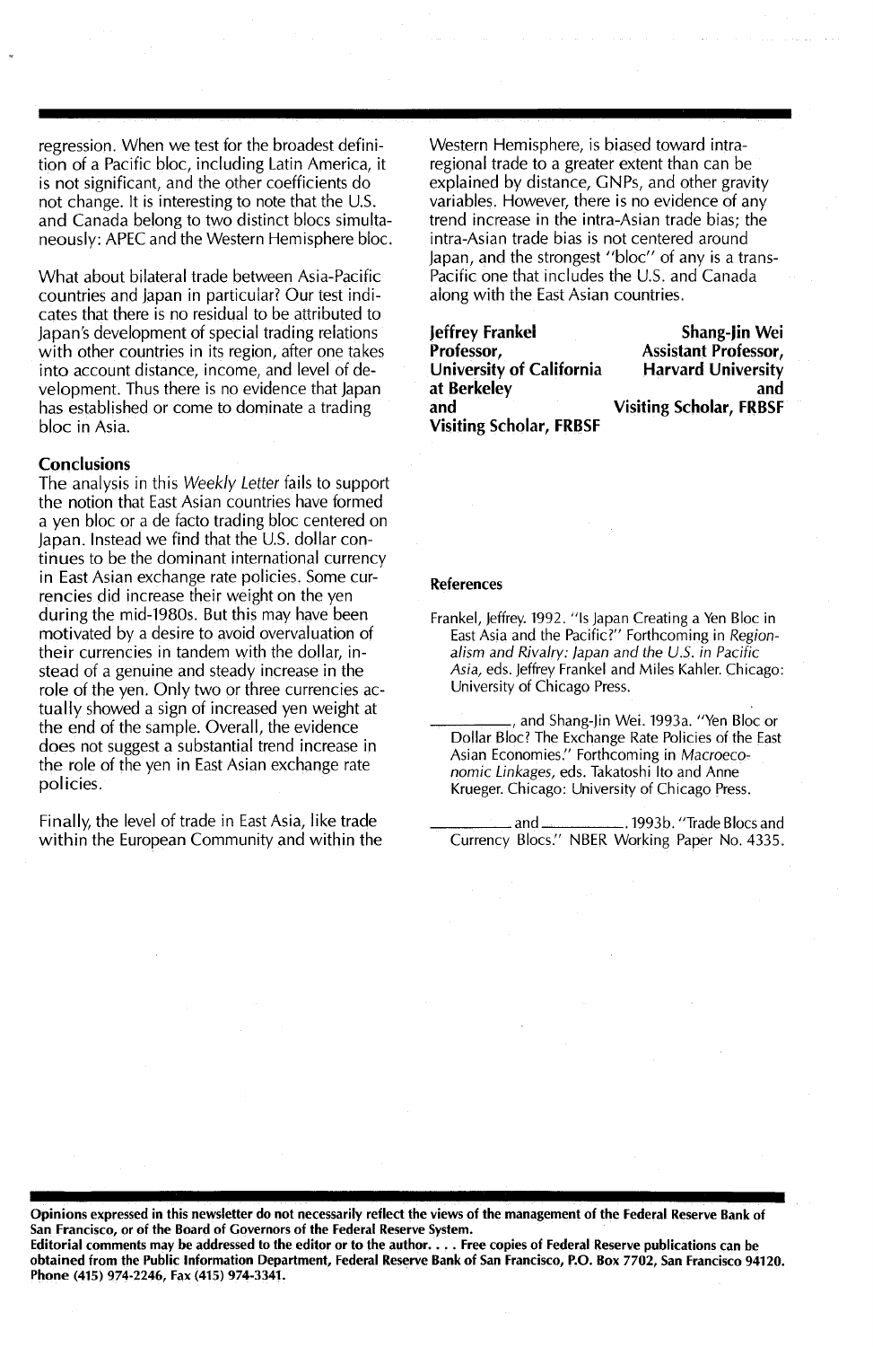regression. When we test for the broadest definition of a Pacific bloc, including Latin America, it is not significant, and the other coefficients do not change. It is interesting to note that the U.S. and Canada belong to two distinct blocs simultaneously: APEC and the Western Hemisphere bloc.

What about bilateral trade between Asia-Pacific countries and Japan in particular? Our test indicates that there is no residual to be attributed to Japan's development of special trading relations with other countries in its region, after one takes into account distance, income, and level of development. Thus there is no evidence that Japan has established or come to dominate a trading bloc in Asia.

**Conclusions**

The analysis in this *Weekly Letter* fails to support the notion that East Asian countries have formed a yen bloc or a de facto trading bloc centered on Japan. Instead we find that the U.S. dollar continues to be the dominant international currency in East Asian exchange rate policies. Some currencies did increase their weight on the yen during the mid-1980s. But this may have been motivated by a desire to avoid overvaluation of their currencies in tandem with the dollar, instead of a genuine and steady increase in the role of the yen. Only two or three currencies actually showed a sign of increased yen weight at the end of the sample. Overall, the evidence does not suggest a substantial trend increase in the role of the yen in East Asian exchange rate policies.

Finally, the level of trade in East Asia, like trade within the European Community and within the Western Hemisphere, is biased toward intra-regional trade to a greater extent than can be explained by distance, GNPs, and other gravity variables. However, there is no evidence of any trend increase in the intra-Asian trade bias; the intra-Asian trade bias is not centered around Japan, and the strongest "bloc" of any is a trans-Pacific one that includes the U.S. and Canada along with the East Asian countries.

**Jeffrey Frankel**
**Professor,**
**University of California at Berkeley**
**and**
**Visiting Scholar, FRBSF**

**Shang-Jin Wei**
**Assistant Professor,**
**Harvard University**
**and**
**Visiting Scholar, FRBSF**

**References**

Frankel, Jeffrey. 1992. "Is Japan Creating a Yen Bloc in East Asia and the Pacific?" Forthcoming in *Regionalism and Rivalry: Japan and the U.S. in Pacific Asia*, eds. Jeffrey Frankel and Miles Kahler. Chicago: University of Chicago Press.

__________, and Shang-Jin Wei. 1993a. "Yen Bloc or Dollar Bloc? The Exchange Rate Policies of the East Asian Economies." Forthcoming in *Macroeconomic Linkages*, eds. Takatoshi Ito and Anne Krueger. Chicago: University of Chicago Press.

__________ and __________. 1993b. "Trade Blocs and Currency Blocs." NBER Working Paper No. 4335.

**Opinions expressed in this newsletter do not necessarily reflect the views of the management of the Federal Reserve Bank of San Francisco, or of the Board of Governors of the Federal Reserve System.**
**Editorial comments may be addressed to the editor or to the author. . . . Free copies of Federal Reserve publications can be obtained from the Public Information Department, Federal Reserve Bank of San Francisco, P.O. Box 7702, San Francisco 94120. Phone (415) 974-2246, Fax (415) 974-3341.**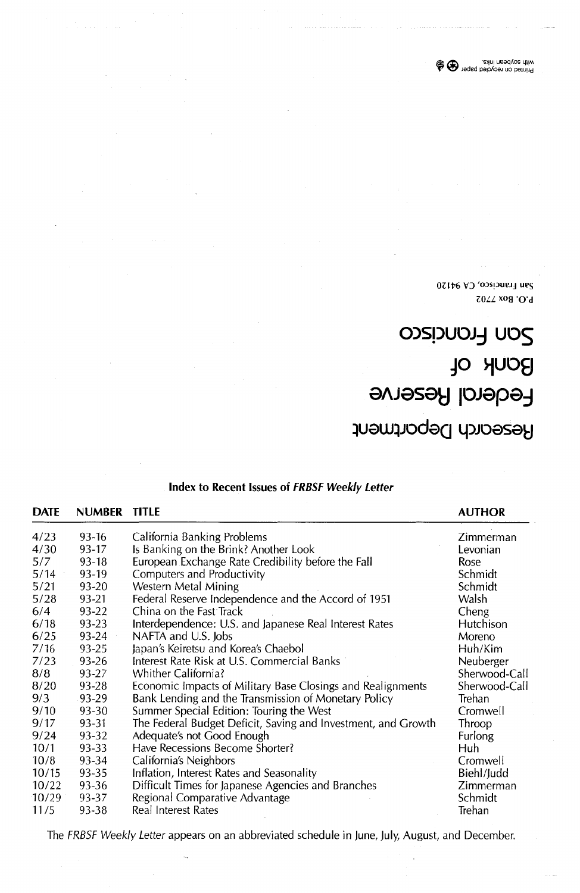Printed on recycled paper with soybean inks.

Research Department
Federal Reserve
Bank of
San Francisco

P.O. Box 7702
San Francisco, CA 94120

**Index to Recent Issues of *FRBSF Weekly Letter***

| DATE | NUMBER | TITLE | AUTHOR |
|---|---|---|---|
| 4/23 | 93-16 | California Banking Problems | Zimmerman |
| 4/30 | 93-17 | Is Banking on the Brink? Another Look | Levonian |
| 5/7 | 93-18 | European Exchange Rate Credibility before the Fall | Rose |
| 5/14 | 93-19 | Computers and Productivity | Schmidt |
| 5/21 | 93-20 | Western Metal Mining | Schmidt |
| 5/28 | 93-21 | Federal Reserve Independence and the Accord of 1951 | Walsh |
| 6/4 | 93-22 | China on the Fast Track | Cheng |
| 6/18 | 93-23 | Interdependence: U.S. and Japanese Real Interest Rates | Hutchison |
| 6/25 | 93-24 | NAFTA and U.S. Jobs | Moreno |
| 7/16 | 93-25 | Japan's Keiretsu and Korea's Chaebol | Huh/Kim |
| 7/23 | 93-26 | Interest Rate Risk at U.S. Commercial Banks | Neuberger |
| 8/8 | 93-27 | Whither California? | Sherwood-Call |
| 8/20 | 93-28 | Economic Impacts of Military Base Closings and Realignments | Sherwood-Call |
| 9/3 | 93-29 | Bank Lending and the Transmission of Monetary Policy | Trehan |
| 9/10 | 93-30 | Summer Special Edition: Touring the West | Cromwell |
| 9/17 | 93-31 | The Federal Budget Deficit, Saving and Investment, and Growth | Throop |
| 9/24 | 93-32 | Adequate's not Good Enough | Furlong |
| 10/1 | 93-33 | Have Recessions Become Shorter? | Huh |
| 10/8 | 93-34 | California's Neighbors | Cromwell |
| 10/15 | 93-35 | Inflation, Interest Rates and Seasonality | Biehl/Judd |
| 10/22 | 93-36 | Difficult Times for Japanese Agencies and Branches | Zimmerman |
| 10/29 | 93-37 | Regional Comparative Advantage | Schmidt |
| 11/5 | 93-38 | Real Interest Rates | Trehan |

The *FRBSF Weekly Letter* appears on an abbreviated schedule in June, July, August, and December.